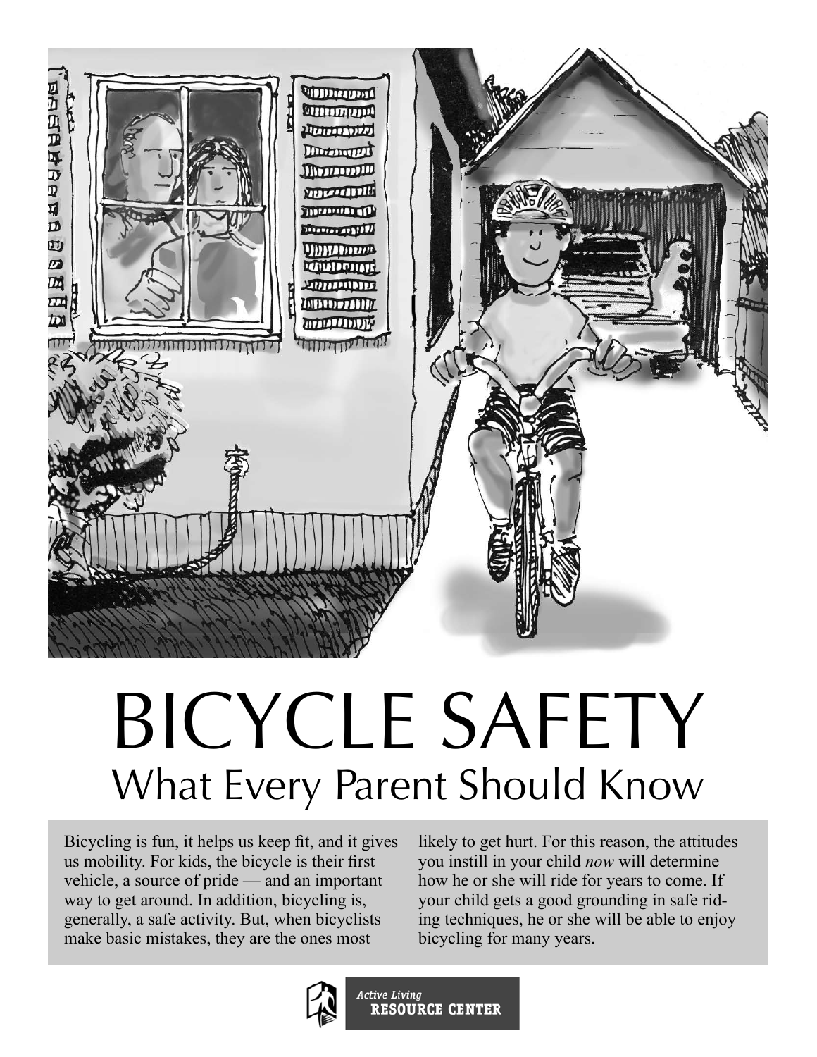# BICYCLE SAFETY

## What Every Parent Should Know

Bicycling is fun, it helps us keep fit, and it gives us mobility. For kids, the bicycle is their first vehicle, a source of pride — and an important way to get around. In addition, bicycling is, generally, a safe activity. But, when bicyclists make basic mistakes, they are the ones most likely to get hurt. For this reason, the attitudes you instill in your child *now* will determine how he or she will ride for years to come. If your child gets a good grounding in safe riding techniques, he or she will be able to enjoy bicycling for many years.

Active Living RESOURCE CENTER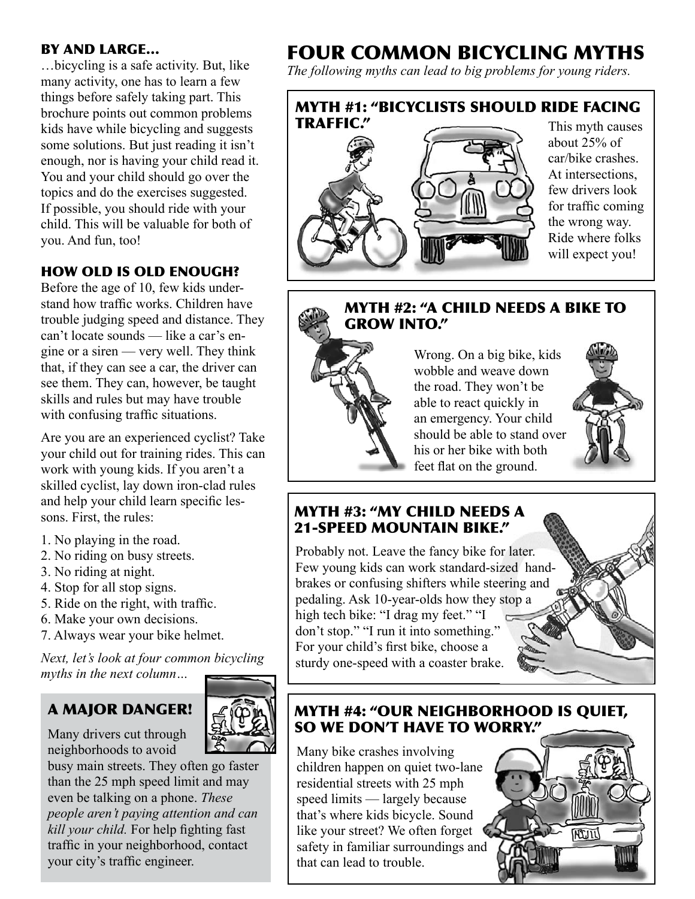## BY AND LARGE…

…bicycling is a safe activity. But, like many activity, one has to learn a few things before safely taking part. This brochure points out common problems kids have while bicycling and suggests some solutions. But just reading it isn't enough, nor is having your child read it. You and your child should go over the topics and do the exercises suggested. If possible, you should ride with your child. This will be valuable for both of you. And fun, too!

## HOW OLD IS OLD ENOUGH?

Before the age of 10, few kids understand how traffic works. Children have trouble judging speed and distance. They can't locate sounds — like a car's engine or a siren — very well. They think that, if they can see a car, the driver can see them. They can, however, be taught skills and rules but may have trouble with confusing traffic situations.

Are you are an experienced cyclist? Take your child out for training rides. This can work with young kids. If you aren't a skilled cyclist, lay down iron-clad rules and help your child learn specific lessons. First, the rules:

1. No playing in the road.
2. No riding on busy streets.
3. No riding at night.
4. Stop for all stop signs.
5. Ride on the right, with traffic.
6. Make your own decisions.
7. Always wear your bike helmet.

*Next, let's look at four common bicycling myths in the next column…*

## A MAJOR DANGER!

Many drivers cut through neighborhoods to avoid busy main streets. They often go faster than the 25 mph speed limit and may even be talking on a phone. *These people aren't paying attention and can kill your child.* For help fighting fast traffic in your neighborhood, contact your city's traffic engineer.

# FOUR COMMON BICYCLING MYTHS

*The following myths can lead to big problems for young riders.*

### MYTH #1: "BICYCLISTS SHOULD RIDE FACING TRAFFIC."

This myth causes about 25% of car/bike crashes. At intersections, few drivers look for traffic coming the wrong way. Ride where folks will expect you!

### MYTH #2: "A CHILD NEEDS A BIKE TO GROW INTO."

Wrong. On a big bike, kids wobble and weave down the road. They won't be able to react quickly in an emergency. Your child should be able to stand over his or her bike with both feet flat on the ground.

### MYTH #3: "MY CHILD NEEDS A 21-SPEED MOUNTAIN BIKE."

Probably not. Leave the fancy bike for later. Few young kids can work standard-sized hand-brakes or confusing shifters while steering and pedaling. Ask 10-year-olds how they stop a high tech bike: "I drag my feet." "I don't stop." "I run it into something." For your child's first bike, choose a sturdy one-speed with a coaster brake.

### MYTH #4: "OUR NEIGHBORHOOD IS QUIET, SO WE DON'T HAVE TO WORRY."

Many bike crashes involving children happen on quiet two-lane residential streets with 25 mph speed limits — largely because that's where kids bicycle. Sound like your street? We often forget safety in familiar surroundings and that can lead to trouble.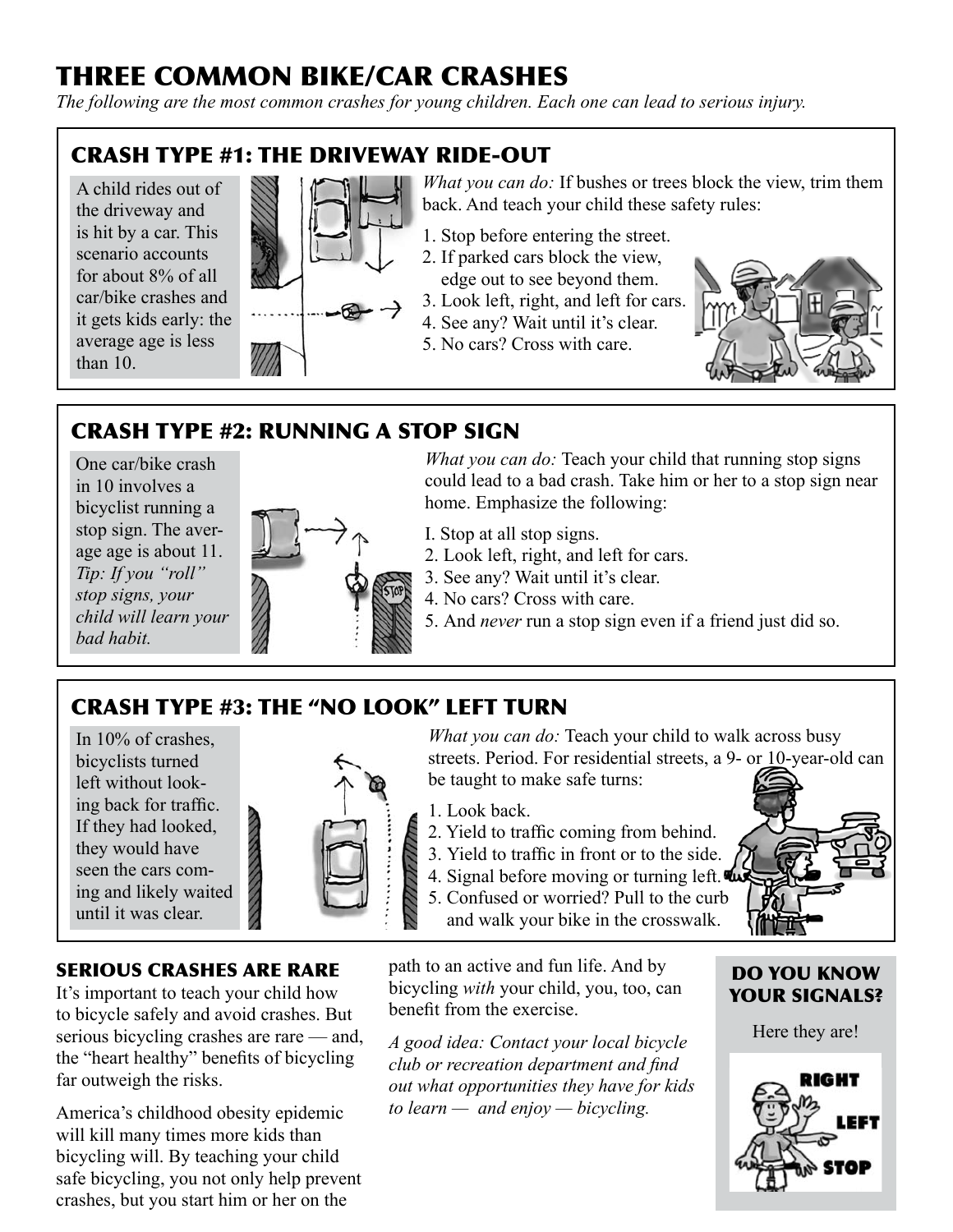# THREE COMMON BIKE/CAR CRASHES

*The following are the most common crashes for young children. Each one can lead to serious injury.*

## CRASH TYPE #1: THE DRIVEWAY RIDE-OUT

A child rides out of the driveway and is hit by a car. This scenario accounts for about 8% of all car/bike crashes and it gets kids early: the average age is less than 10.

*What you can do:* If bushes or trees block the view, trim them back. And teach your child these safety rules:

1. Stop before entering the street.
2. If parked cars block the view, edge out to see beyond them.
3. Look left, right, and left for cars.
4. See any? Wait until it's clear.
5. No cars? Cross with care.

## CRASH TYPE #2: RUNNING A STOP SIGN

One car/bike crash in 10 involves a bicyclist running a stop sign. The average age is about 11. *Tip: If you "roll" stop signs, your child will learn your bad habit.*

*What you can do:* Teach your child that running stop signs could lead to a bad crash. Take him or her to a stop sign near home. Emphasize the following:

I. Stop at all stop signs.
2. Look left, right, and left for cars.
3. See any? Wait until it's clear.
4. No cars? Cross with care.
5. And *never* run a stop sign even if a friend just did so.

## CRASH TYPE #3: THE "NO LOOK" LEFT TURN

In 10% of crashes, bicyclists turned left without looking back for traffic. If they had looked, they would have seen the cars coming and likely waited until it was clear.

*What you can do:* Teach your child to walk across busy streets. Period. For residential streets, a 9- or 10-year-old can be taught to make safe turns:

1. Look back.
2. Yield to traffic coming from behind.
3. Yield to traffic in front or to the side.
4. Signal before moving or turning left.
5. Confused or worried? Pull to the curb and walk your bike in the crosswalk.

### SERIOUS CRASHES ARE RARE

It's important to teach your child how to bicycle safely and avoid crashes. But serious bicycling crashes are rare — and, the "heart healthy" benefits of bicycling far outweigh the risks.

America's childhood obesity epidemic will kill many times more kids than bicycling will. By teaching your child safe bicycling, you not only help prevent crashes, but you start him or her on the path to an active and fun life. And by bicycling *with* your child, you, too, can benefit from the exercise.

*A good idea: Contact your local bicycle club or recreation department and find out what opportunities they have for kids to learn — and enjoy — bicycling.*

### DO YOU KNOW YOUR SIGNALS?

Here they are!

RIGHT

LEFT

STOP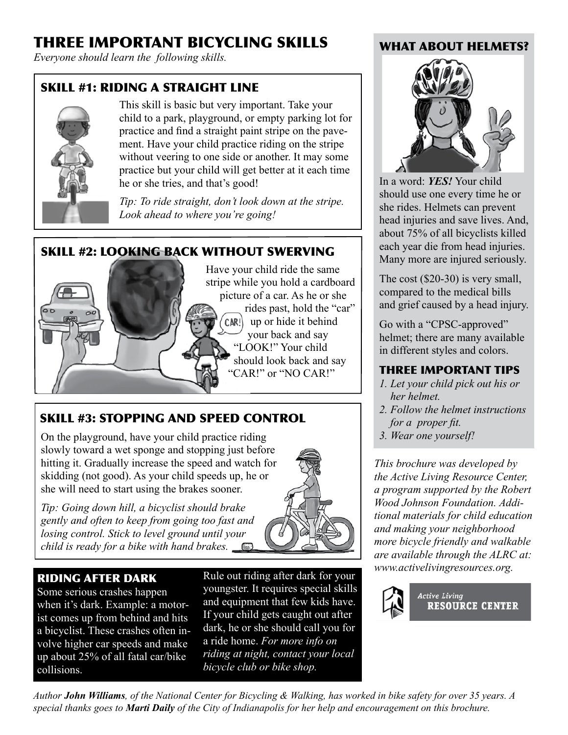# THREE IMPORTANT BICYCLING SKILLS

*Everyone should learn the following skills.*

## SKILL #1: RIDING A STRAIGHT LINE

This skill is basic but very important. Take your child to a park, playground, or empty parking lot for practice and find a straight paint stripe on the pavement. Have your child practice riding on the stripe without veering to one side or another. It may some practice but your child will get better at it each time he or she tries, and that's good!

*Tip: To ride straight, don't look down at the stripe. Look ahead to where you're going!*

## SKILL #2: LOOKING BACK WITHOUT SWERVING

Have your child ride the same stripe while you hold a cardboard picture of a car. As he or she rides past, hold the "car" up or hide it behind your back and say "LOOK!" Your child should look back and say "CAR!" or "NO CAR!"

## SKILL #3: STOPPING AND SPEED CONTROL

On the playground, have your child practice riding slowly toward a wet sponge and stopping just before hitting it. Gradually increase the speed and watch for skidding (not good). As your child speeds up, he or she will need to start using the brakes sooner.

*Tip: Going down hill, a bicyclist should brake gently and often to keep from going too fast and losing control. Stick to level ground until your child is ready for a bike with hand brakes.*

## RIDING AFTER DARK

Some serious crashes happen when it's dark. Example: a motorist comes up from behind and hits a bicyclist. These crashes often involve higher car speeds and make up about 25% of all fatal car/bike collisions.

Rule out riding after dark for your youngster. It requires special skills and equipment that few kids have. If your child gets caught out after dark, he or she should call you for a ride home. *For more info on riding at night, contact your local bicycle club or bike shop.*

## WHAT ABOUT HELMETS?

In a word: ***YES!*** Your child should use one every time he or she rides. Helmets can prevent head injuries and save lives. And, about 75% of all bicyclists killed each year die from head injuries. Many more are injured seriously.

The cost ($20-30) is very small, compared to the medical bills and grief caused by a head injury.

Go with a "CPSC-approved" helmet; there are many available in different styles and colors.

### THREE IMPORTANT TIPS

1. *Let your child pick out his or her helmet.*
2. *Follow the helmet instructions for a proper fit.*
3. *Wear one yourself!*

*This brochure was developed by the Active Living Resource Center, a program supported by the Robert Wood Johnson Foundation. Additional materials for child education and making your neighborhood more bicycle friendly and walkable are available through the ALRC at: www.activelivingresources.org.*

Active Living RESOURCE CENTER

*Author **John Williams**, of the National Center for Bicycling & Walking, has worked in bike safety for over 35 years. A special thanks goes to **Marti Daily** of the City of Indianapolis for her help and encouragement on this brochure.*